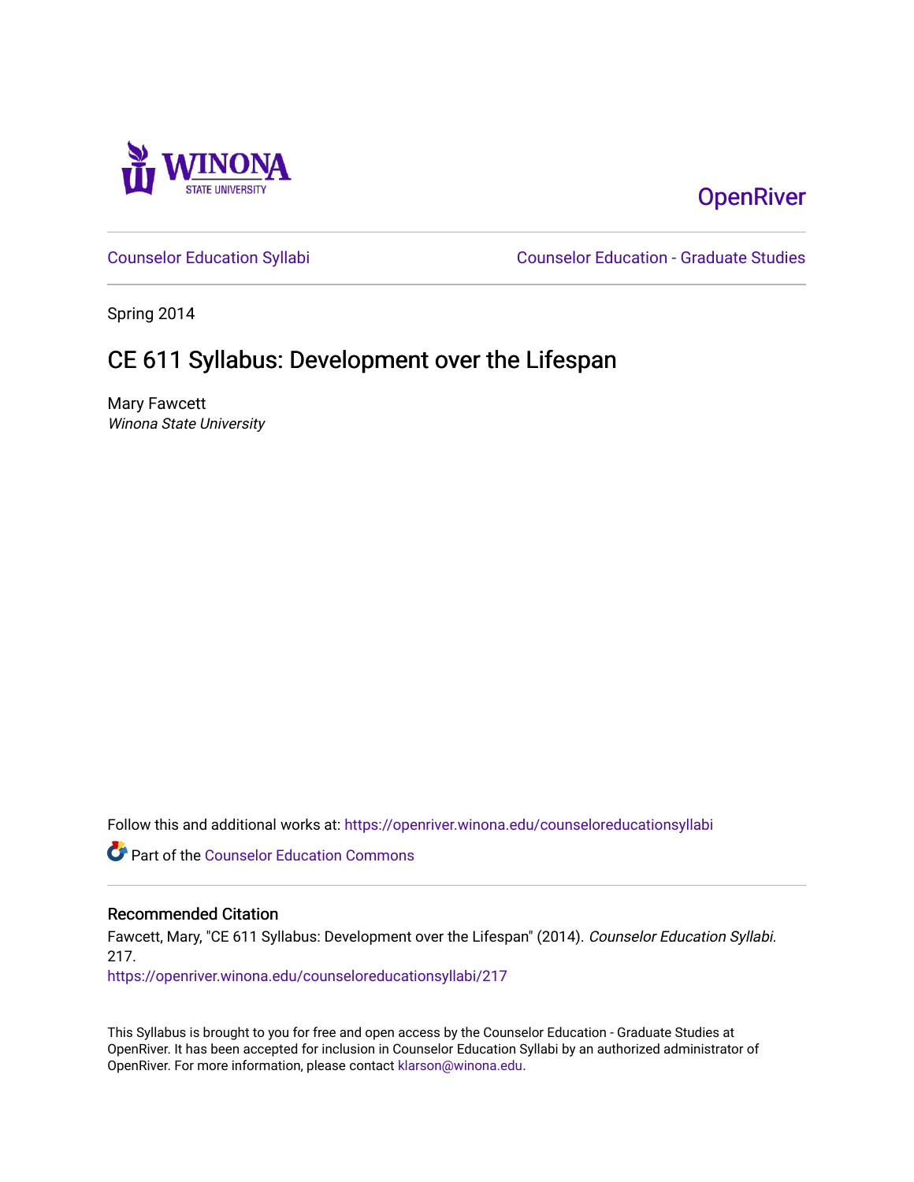OpenRiver

Counselor Education Syllabi | Counselor Education - Graduate Studies

Spring 2014

# CE 611 Syllabus: Development over the Lifespan

Mary Fawcett
*Winona State University*

Follow this and additional works at: https://openriver.winona.edu/counseloreducationsyllabi

Part of the Counselor Education Commons

## Recommended Citation

Fawcett, Mary, "CE 611 Syllabus: Development over the Lifespan" (2014). *Counselor Education Syllabi*. 217.
https://openriver.winona.edu/counseloreducationsyllabi/217

This Syllabus is brought to you for free and open access by the Counselor Education - Graduate Studies at OpenRiver. It has been accepted for inclusion in Counselor Education Syllabi by an authorized administrator of OpenRiver. For more information, please contact klarson@winona.edu.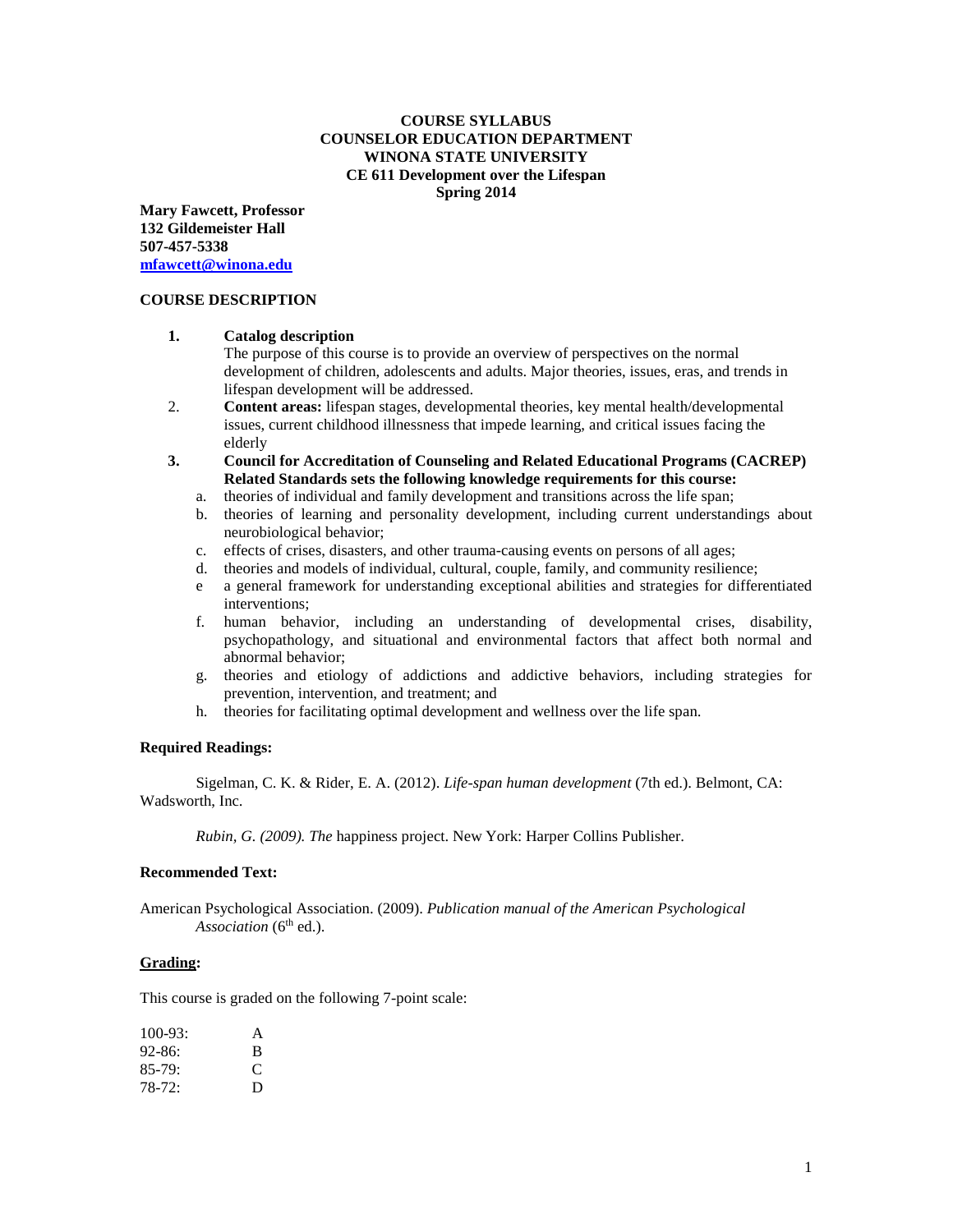**COURSE SYLLABUS**
**COUNSELOR EDUCATION DEPARTMENT**
**WINONA STATE UNIVERSITY**
**CE 611 Development over the Lifespan**
**Spring 2014**

**Mary Fawcett, Professor**
**132 Gildemeister Hall**
**507-457-5338**
**mfawcett@winona.edu**

## COURSE DESCRIPTION

1. **Catalog description**
   The purpose of this course is to provide an overview of perspectives on the normal development of children, adolescents and adults. Major theories, issues, eras, and trends in lifespan development will be addressed.
2. **Content areas:** lifespan stages, developmental theories, key mental health/developmental issues, current childhood illnessness that impede learning, and critical issues facing the elderly
3. **Council for Accreditation of Counseling and Related Educational Programs (CACREP) Related Standards sets the following knowledge requirements for this course:**
   a. theories of individual and family development and transitions across the life span;
   b. theories of learning and personality development, including current understandings about neurobiological behavior;
   c. effects of crises, disasters, and other trauma-causing events on persons of all ages;
   d. theories and models of individual, cultural, couple, family, and community resilience;
   e a general framework for understanding exceptional abilities and strategies for differentiated interventions;
   f. human behavior, including an understanding of developmental crises, disability, psychopathology, and situational and environmental factors that affect both normal and abnormal behavior;
   g. theories and etiology of addictions and addictive behaviors, including strategies for prevention, intervention, and treatment; and
   h. theories for facilitating optimal development and wellness over the life span.

### Required Readings:

Sigelman, C. K. & Rider, E. A. (2012). *Life-span human development* (7th ed.). Belmont, CA: Wadsworth, Inc.

*Rubin, G. (2009). The* happiness project. New York: Harper Collins Publisher.

### Recommended Text:

American Psychological Association. (2009). *Publication manual of the American Psychological Association* (6th ed.).

### Grading:

This course is graded on the following 7-point scale:

| | |
|---|---|
| 100-93: | A |
| 92-86: | B |
| 85-79: | C |
| 78-72: | D |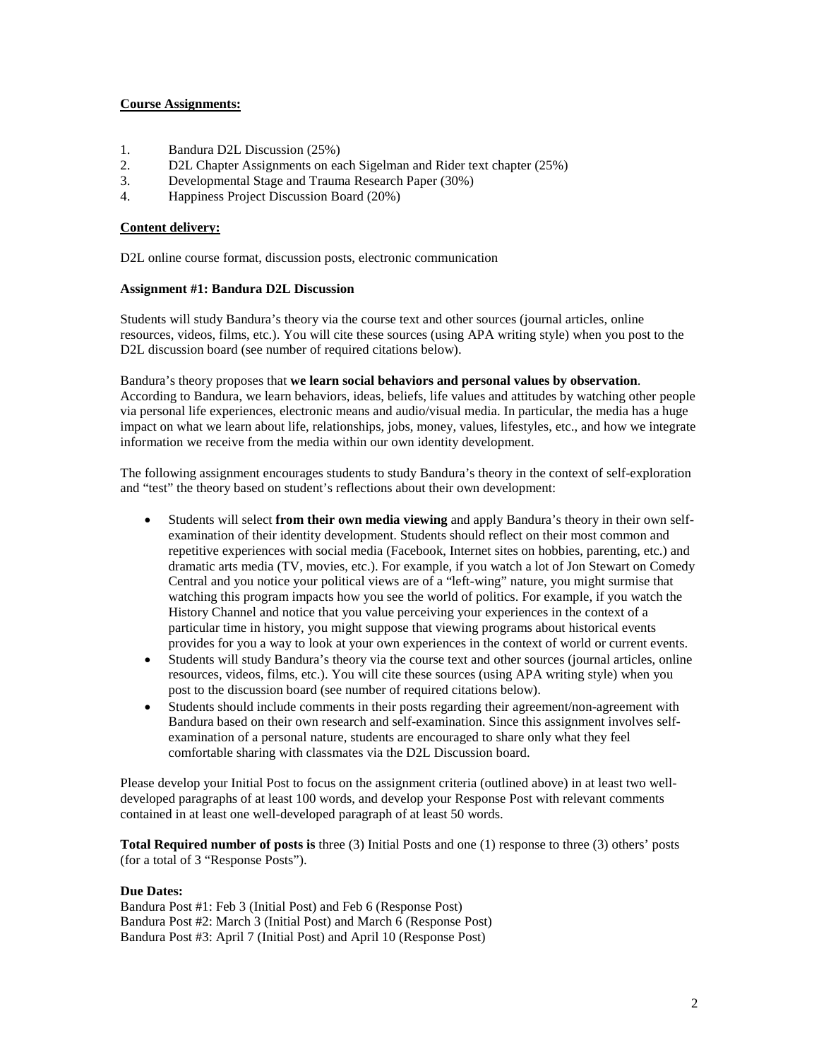**Course Assignments:**

1. Bandura D2L Discussion (25%)
2. D2L Chapter Assignments on each Sigelman and Rider text chapter (25%)
3. Developmental Stage and Trauma Research Paper (30%)
4. Happiness Project Discussion Board (20%)

**Content delivery:**

D2L online course format, discussion posts, electronic communication

**Assignment #1: Bandura D2L Discussion**

Students will study Bandura's theory via the course text and other sources (journal articles, online resources, videos, films, etc.). You will cite these sources (using APA writing style) when you post to the D2L discussion board (see number of required citations below).

Bandura's theory proposes that **we learn social behaviors and personal values by observation**. According to Bandura, we learn behaviors, ideas, beliefs, life values and attitudes by watching other people via personal life experiences, electronic means and audio/visual media. In particular, the media has a huge impact on what we learn about life, relationships, jobs, money, values, lifestyles, etc., and how we integrate information we receive from the media within our own identity development.

The following assignment encourages students to study Bandura's theory in the context of self-exploration and "test" the theory based on student's reflections about their own development:

- Students will select **from their own media viewing** and apply Bandura's theory in their own self-examination of their identity development. Students should reflect on their most common and repetitive experiences with social media (Facebook, Internet sites on hobbies, parenting, etc.) and dramatic arts media (TV, movies, etc.). For example, if you watch a lot of Jon Stewart on Comedy Central and you notice your political views are of a "left-wing" nature, you might surmise that watching this program impacts how you see the world of politics. For example, if you watch the History Channel and notice that you value perceiving your experiences in the context of a particular time in history, you might suppose that viewing programs about historical events provides for you a way to look at your own experiences in the context of world or current events.
- Students will study Bandura's theory via the course text and other sources (journal articles, online resources, videos, films, etc.). You will cite these sources (using APA writing style) when you post to the discussion board (see number of required citations below).
- Students should include comments in their posts regarding their agreement/non-agreement with Bandura based on their own research and self-examination. Since this assignment involves self-examination of a personal nature, students are encouraged to share only what they feel comfortable sharing with classmates via the D2L Discussion board.

Please develop your Initial Post to focus on the assignment criteria (outlined above) in at least two well-developed paragraphs of at least 100 words, and develop your Response Post with relevant comments contained in at least one well-developed paragraph of at least 50 words.

**Total Required number of posts is** three (3) Initial Posts and one (1) response to three (3) others' posts (for a total of 3 "Response Posts").

**Due Dates:**
Bandura Post #1: Feb 3 (Initial Post) and Feb 6 (Response Post)
Bandura Post #2: March 3 (Initial Post) and March 6 (Response Post)
Bandura Post #3: April 7 (Initial Post) and April 10 (Response Post)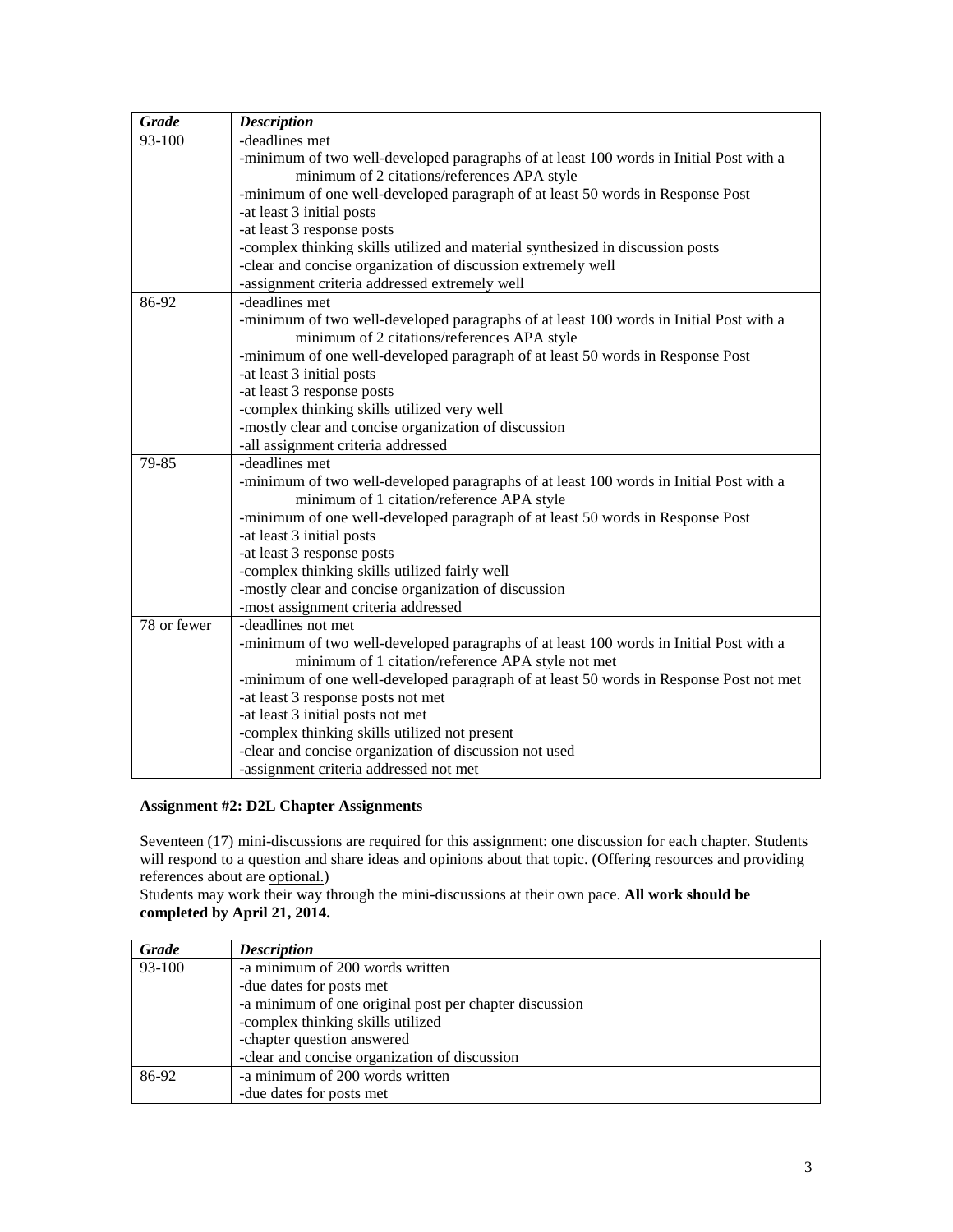| *Grade* | *Description* |
|---|---|
| 93-100 | -deadlines met<br>-minimum of two well-developed paragraphs of at least 100 words in Initial Post with a minimum of 2 citations/references APA style<br>-minimum of one well-developed paragraph of at least 50 words in Response Post<br>-at least 3 initial posts<br>-at least 3 response posts<br>-complex thinking skills utilized and material synthesized in discussion posts<br>-clear and concise organization of discussion extremely well<br>-assignment criteria addressed extremely well |
| 86-92 | -deadlines met<br>-minimum of two well-developed paragraphs of at least 100 words in Initial Post with a minimum of 2 citations/references APA style<br>-minimum of one well-developed paragraph of at least 50 words in Response Post<br>-at least 3 initial posts<br>-at least 3 response posts<br>-complex thinking skills utilized very well<br>-mostly clear and concise organization of discussion<br>-all assignment criteria addressed |
| 79-85 | -deadlines met<br>-minimum of two well-developed paragraphs of at least 100 words in Initial Post with a minimum of 1 citation/reference APA style<br>-minimum of one well-developed paragraph of at least 50 words in Response Post<br>-at least 3 initial posts<br>-at least 3 response posts<br>-complex thinking skills utilized fairly well<br>-mostly clear and concise organization of discussion<br>-most assignment criteria addressed |
| 78 or fewer | -deadlines not met<br>-minimum of two well-developed paragraphs of at least 100 words in Initial Post with a minimum of 1 citation/reference APA style not met<br>-minimum of one well-developed paragraph of at least 50 words in Response Post not met<br>-at least 3 response posts not met<br>-at least 3 initial posts not met<br>-complex thinking skills utilized not present<br>-clear and concise organization of discussion not used<br>-assignment criteria addressed not met |

**Assignment #2: D2L Chapter Assignments**

Seventeen (17) mini-discussions are required for this assignment: one discussion for each chapter. Students will respond to a question and share ideas and opinions about that topic. (Offering resources and providing references about are optional.)

Students may work their way through the mini-discussions at their own pace. **All work should be completed by April 21, 2014.**

| *Grade* | *Description* |
|---|---|
| 93-100 | -a minimum of 200 words written<br>-due dates for posts met<br>-a minimum of one original post per chapter discussion<br>-complex thinking skills utilized<br>-chapter question answered<br>-clear and concise organization of discussion |
| 86-92 | -a minimum of 200 words written<br>-due dates for posts met |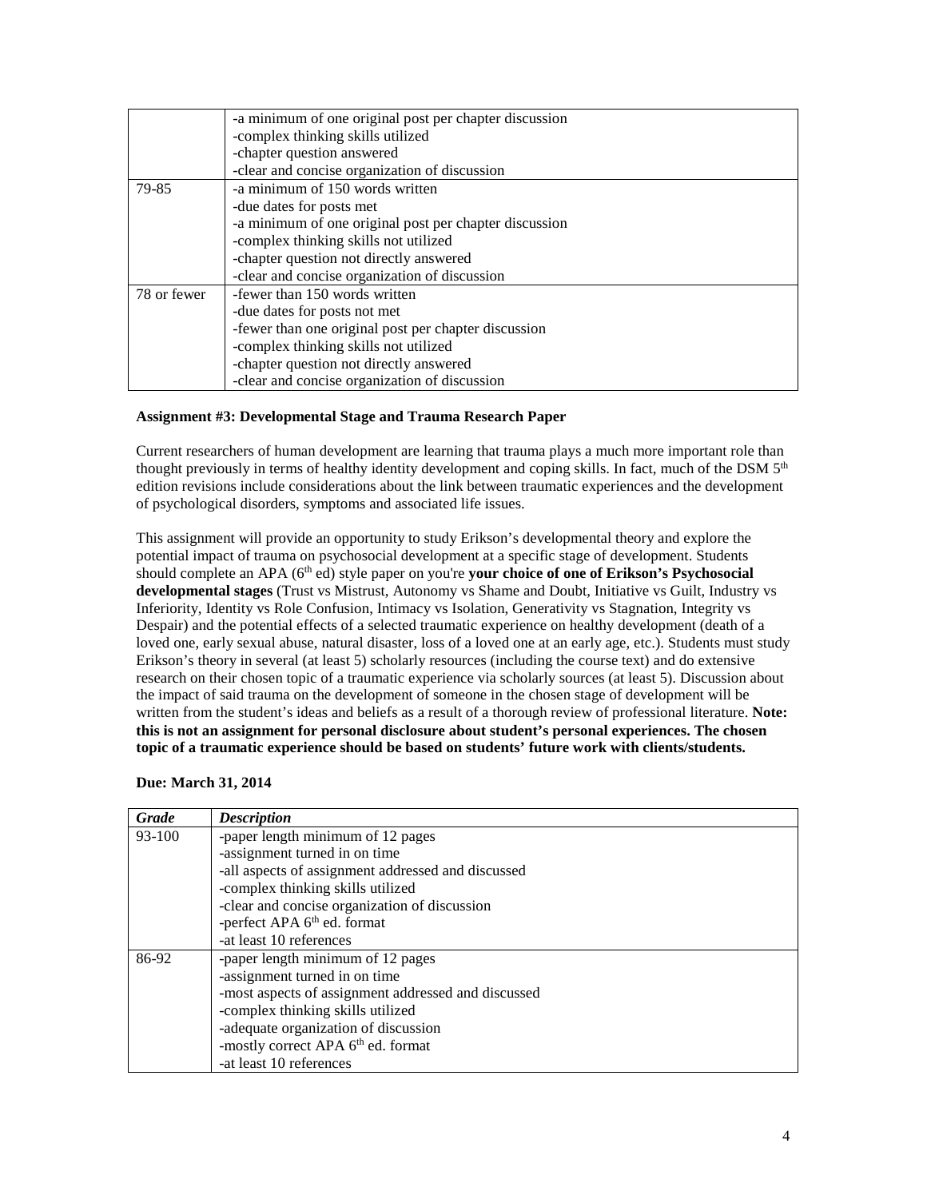| | |
|---|---|
| | -a minimum of one original post per chapter discussion<br>-complex thinking skills utilized<br>-chapter question answered<br>-clear and concise organization of discussion |
| 79-85 | -a minimum of 150 words written<br>-due dates for posts met<br>-a minimum of one original post per chapter discussion<br>-complex thinking skills not utilized<br>-chapter question not directly answered<br>-clear and concise organization of discussion |
| 78 or fewer | -fewer than 150 words written<br>-due dates for posts not met<br>-fewer than one original post per chapter discussion<br>-complex thinking skills not utilized<br>-chapter question not directly answered<br>-clear and concise organization of discussion |

**Assignment #3: Developmental Stage and Trauma Research Paper**

Current researchers of human development are learning that trauma plays a much more important role than thought previously in terms of healthy identity development and coping skills. In fact, much of the DSM 5th edition revisions include considerations about the link between traumatic experiences and the development of psychological disorders, symptoms and associated life issues.

This assignment will provide an opportunity to study Erikson's developmental theory and explore the potential impact of trauma on psychosocial development at a specific stage of development. Students should complete an APA (6th ed) style paper on you're **your choice of one of Erikson's Psychosocial developmental stages** (Trust vs Mistrust, Autonomy vs Shame and Doubt, Initiative vs Guilt, Industry vs Inferiority, Identity vs Role Confusion, Intimacy vs Isolation, Generativity vs Stagnation, Integrity vs Despair) and the potential effects of a selected traumatic experience on healthy development (death of a loved one, early sexual abuse, natural disaster, loss of a loved one at an early age, etc.). Students must study Erikson's theory in several (at least 5) scholarly resources (including the course text) and do extensive research on their chosen topic of a traumatic experience via scholarly sources (at least 5). Discussion about the impact of said trauma on the development of someone in the chosen stage of development will be written from the student's ideas and beliefs as a result of a thorough review of professional literature. **Note: this is not an assignment for personal disclosure about student's personal experiences. The chosen topic of a traumatic experience should be based on students' future work with clients/students.**

**Due: March 31, 2014**

| *Grade* | *Description* |
|---|---|
| 93-100 | -paper length minimum of 12 pages<br>-assignment turned in on time<br>-all aspects of assignment addressed and discussed<br>-complex thinking skills utilized<br>-clear and concise organization of discussion<br>-perfect APA 6th ed. format<br>-at least 10 references |
| 86-92 | -paper length minimum of 12 pages<br>-assignment turned in on time<br>-most aspects of assignment addressed and discussed<br>-complex thinking skills utilized<br>-adequate organization of discussion<br>-mostly correct APA 6th ed. format<br>-at least 10 references |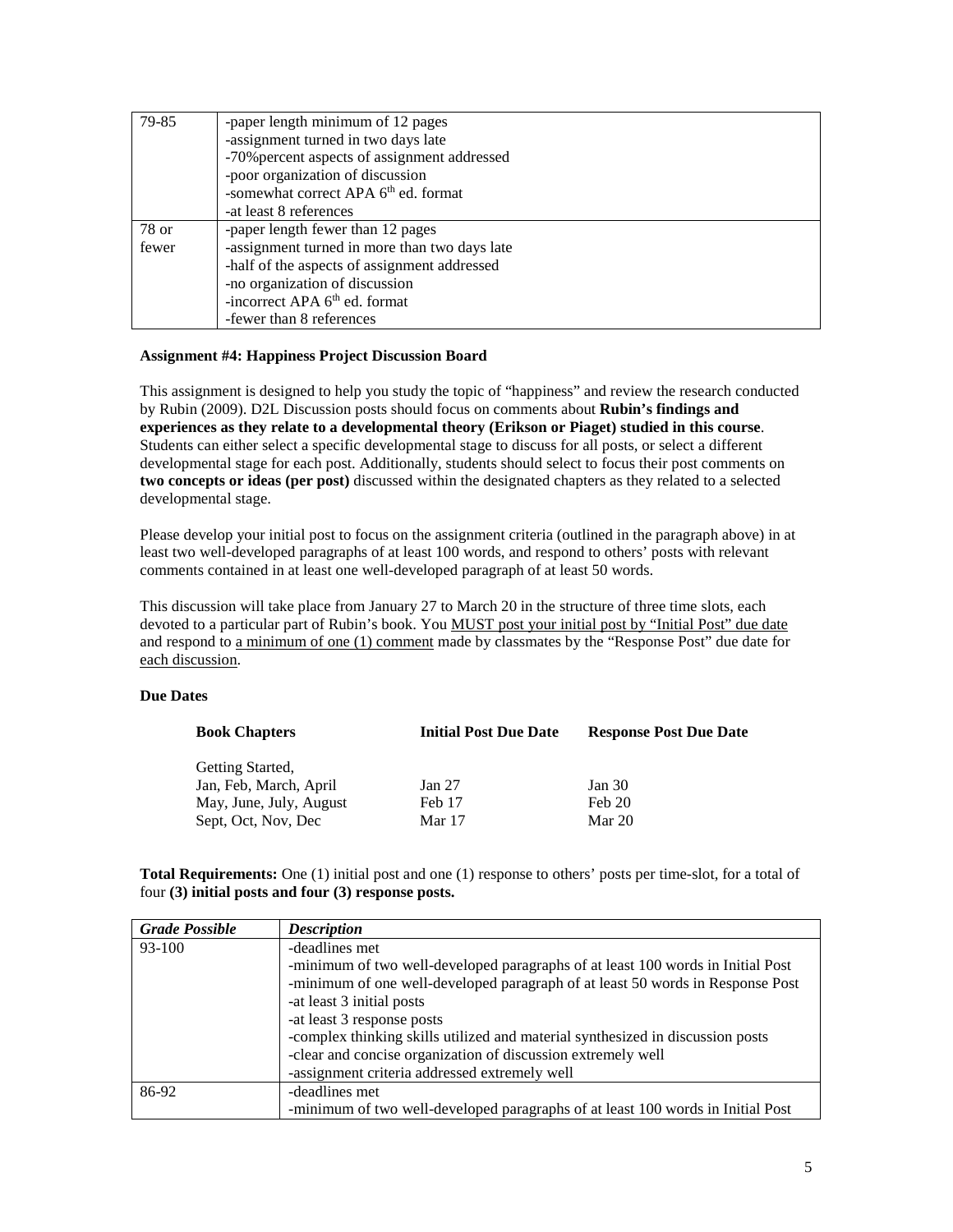| | |
|---|---|
| 79-85 | -paper length minimum of 12 pages<br>-assignment turned in two days late<br>-70%percent aspects of assignment addressed<br>-poor organization of discussion<br>-somewhat correct APA 6th ed. format<br>-at least 8 references |
| 78 or fewer | -paper length fewer than 12 pages<br>-assignment turned in more than two days late<br>-half of the aspects of assignment addressed<br>-no organization of discussion<br>-incorrect APA 6th ed. format<br>-fewer than 8 references |

**Assignment #4: Happiness Project Discussion Board**

This assignment is designed to help you study the topic of "happiness" and review the research conducted by Rubin (2009). D2L Discussion posts should focus on comments about **Rubin's findings and experiences as they relate to a developmental theory (Erikson or Piaget) studied in this course**. Students can either select a specific developmental stage to discuss for all posts, or select a different developmental stage for each post. Additionally, students should select to focus their post comments on **two concepts or ideas (per post)** discussed within the designated chapters as they related to a selected developmental stage.

Please develop your initial post to focus on the assignment criteria (outlined in the paragraph above) in at least two well-developed paragraphs of at least 100 words, and respond to others' posts with relevant comments contained in at least one well-developed paragraph of at least 50 words.

This discussion will take place from January 27 to March 20 in the structure of three time slots, each devoted to a particular part of Rubin's book. You MUST post your initial post by "Initial Post" due date and respond to a minimum of one (1) comment made by classmates by the "Response Post" due date for each discussion.

**Due Dates**

| Book Chapters | Initial Post Due Date | Response Post Due Date |
|---|---|---|
| Getting Started,<br>Jan, Feb, March, April | Jan 27 | Jan 30 |
| May, June, July, August | Feb 17 | Feb 20 |
| Sept, Oct, Nov, Dec | Mar 17 | Mar 20 |

**Total Requirements:** One (1) initial post and one (1) response to others' posts per time-slot, for a total of four **(3) initial posts and four (3) response posts.**

| *Grade Possible* | *Description* |
|---|---|
| 93-100 | -deadlines met<br>-minimum of two well-developed paragraphs of at least 100 words in Initial Post<br>-minimum of one well-developed paragraph of at least 50 words in Response Post<br>-at least 3 initial posts<br>-at least 3 response posts<br>-complex thinking skills utilized and material synthesized in discussion posts<br>-clear and concise organization of discussion extremely well<br>-assignment criteria addressed extremely well |
| 86-92 | -deadlines met<br>-minimum of two well-developed paragraphs of at least 100 words in Initial Post |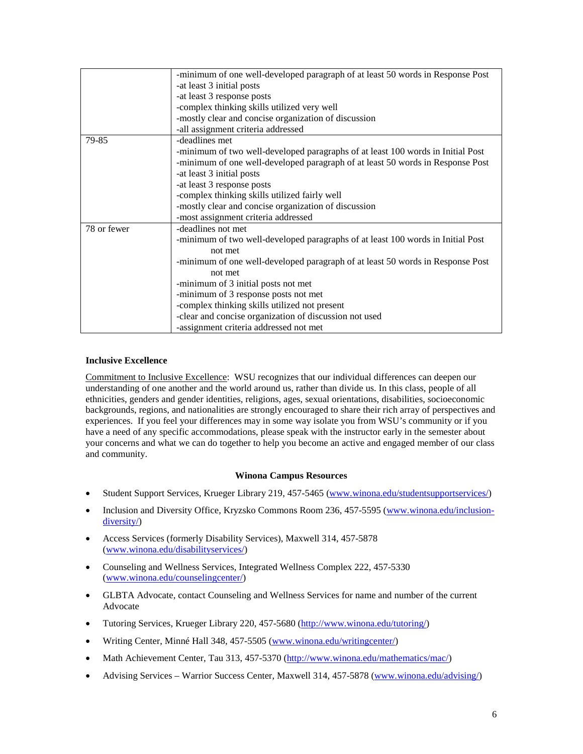| | |
|---|---|
| | -minimum of one well-developed paragraph of at least 50 words in Response Post<br>-at least 3 initial posts<br>-at least 3 response posts<br>-complex thinking skills utilized very well<br>-mostly clear and concise organization of discussion<br>-all assignment criteria addressed |
| 79-85 | -deadlines met<br>-minimum of two well-developed paragraphs of at least 100 words in Initial Post<br>-minimum of one well-developed paragraph of at least 50 words in Response Post<br>-at least 3 initial posts<br>-at least 3 response posts<br>-complex thinking skills utilized fairly well<br>-mostly clear and concise organization of discussion<br>-most assignment criteria addressed |
| 78 or fewer | -deadlines not met<br>-minimum of two well-developed paragraphs of at least 100 words in Initial Post not met<br>-minimum of one well-developed paragraph of at least 50 words in Response Post not met<br>-minimum of 3 initial posts not met<br>-minimum of 3 response posts not met<br>-complex thinking skills utilized not present<br>-clear and concise organization of discussion not used<br>-assignment criteria addressed not met |

**Inclusive Excellence**

Commitment to Inclusive Excellence: WSU recognizes that our individual differences can deepen our understanding of one another and the world around us, rather than divide us. In this class, people of all ethnicities, genders and gender identities, religions, ages, sexual orientations, disabilities, socioeconomic backgrounds, regions, and nationalities are strongly encouraged to share their rich array of perspectives and experiences. If you feel your differences may in some way isolate you from WSU's community or if you have a need of any specific accommodations, please speak with the instructor early in the semester about your concerns and what we can do together to help you become an active and engaged member of our class and community.

**Winona Campus Resources**

- Student Support Services, Krueger Library 219, 457-5465 (www.winona.edu/studentsupportservices/)
- Inclusion and Diversity Office, Kryzsko Commons Room 236, 457-5595 (www.winona.edu/inclusion-diversity/)
- Access Services (formerly Disability Services), Maxwell 314, 457-5878 (www.winona.edu/disabilityservices/)
- Counseling and Wellness Services, Integrated Wellness Complex 222, 457-5330 (www.winona.edu/counselingcenter/)
- GLBTA Advocate, contact Counseling and Wellness Services for name and number of the current Advocate
- Tutoring Services, Krueger Library 220, 457-5680 (http://www.winona.edu/tutoring/)
- Writing Center, Minné Hall 348, 457-5505 (www.winona.edu/writingcenter/)
- Math Achievement Center, Tau 313, 457-5370 (http://www.winona.edu/mathematics/mac/)
- Advising Services – Warrior Success Center, Maxwell 314, 457-5878 (www.winona.edu/advising/)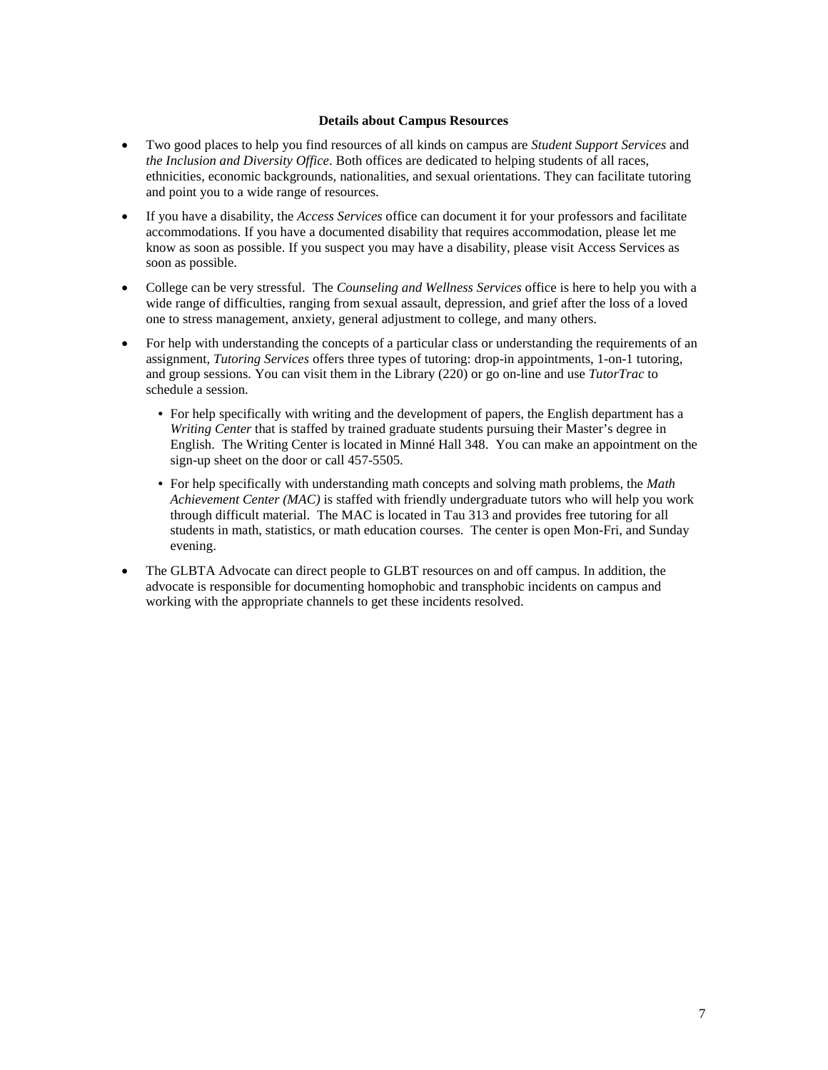**Details about Campus Resources**

- Two good places to help you find resources of all kinds on campus are *Student Support Services* and *the Inclusion and Diversity Office*. Both offices are dedicated to helping students of all races, ethnicities, economic backgrounds, nationalities, and sexual orientations. They can facilitate tutoring and point you to a wide range of resources.
- If you have a disability, the *Access Services* office can document it for your professors and facilitate accommodations. If you have a documented disability that requires accommodation, please let me know as soon as possible. If you suspect you may have a disability, please visit Access Services as soon as possible.
- College can be very stressful. The *Counseling and Wellness Services* office is here to help you with a wide range of difficulties, ranging from sexual assault, depression, and grief after the loss of a loved one to stress management, anxiety, general adjustment to college, and many others.
- For help with understanding the concepts of a particular class or understanding the requirements of an assignment, *Tutoring Services* offers three types of tutoring: drop-in appointments, 1-on-1 tutoring, and group sessions. You can visit them in the Library (220) or go on-line and use *TutorTrac* to schedule a session.
  - For help specifically with writing and the development of papers, the English department has a *Writing Center* that is staffed by trained graduate students pursuing their Master's degree in English. The Writing Center is located in Minné Hall 348. You can make an appointment on the sign-up sheet on the door or call 457-5505.
  - For help specifically with understanding math concepts and solving math problems, the *Math Achievement Center (MAC)* is staffed with friendly undergraduate tutors who will help you work through difficult material. The MAC is located in Tau 313 and provides free tutoring for all students in math, statistics, or math education courses. The center is open Mon-Fri, and Sunday evening.
- The GLBTA Advocate can direct people to GLBT resources on and off campus. In addition, the advocate is responsible for documenting homophobic and transphobic incidents on campus and working with the appropriate channels to get these incidents resolved.